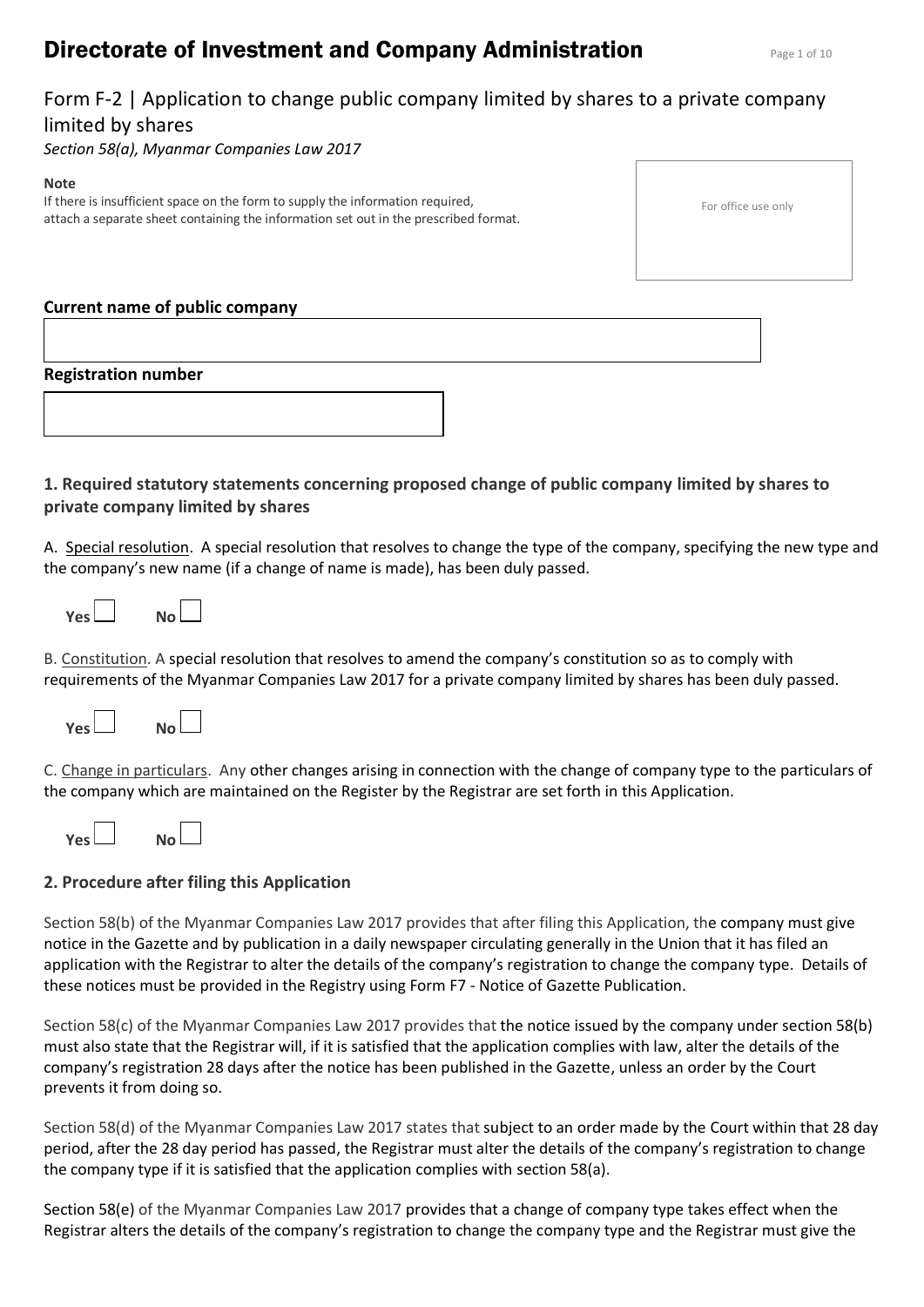# Directorate of Investment and Company Administration

## Form F-2 | Application to change public company limited by shares to a private company limited by shares

*Section 58(a), Myanmar Companies Law 2017*

**Note**

If there is insufficient space on the form to supply the information required, attach a separate sheet containing the information set out in the prescribed format.

For office use only

**Current name of public company**

**Registration number**

### 1. Required statutory statements concerning proposed change of public company limited by shares to private company limited by shares

A. Special resolution. A special resolution that resolves to change the type of the company, specifying the new type and the company's new name (if a change of name is made), has been duly passed.

**Yes** ☐ **No** ☐

B. Constitution. A special resolution that resolves to amend the company's constitution so as to comply with requirements of the Myanmar Companies Law 2017 for a private company limited by shares has been duly passed.

**Yes** ☐ **No** ☐

C. Change in particulars. Any other changes arising in connection with the change of company type to the particulars of the company which are maintained on the Register by the Registrar are set forth in this Application.

**Yes** ☐ **No** ☐

### 2. Procedure after filing this Application

Section 58(b) of the Myanmar Companies Law 2017 provides that after filing this Application, the company must give notice in the Gazette and by publication in a daily newspaper circulating generally in the Union that it has filed an application with the Registrar to alter the details of the company's registration to change the company type. Details of these notices must be provided in the Registry using Form F7 - Notice of Gazette Publication.

Section 58(c) of the Myanmar Companies Law 2017 provides that the notice issued by the company under section 58(b) must also state that the Registrar will, if it is satisfied that the application complies with law, alter the details of the company's registration 28 days after the notice has been published in the Gazette, unless an order by the Court prevents it from doing so.

Section 58(d) of the Myanmar Companies Law 2017 states that subject to an order made by the Court within that 28 day period, after the 28 day period has passed, the Registrar must alter the details of the company's registration to change the company type if it is satisfied that the application complies with section 58(a).

Section 58(e) of the Myanmar Companies Law 2017 provides that a change of company type takes effect when the Registrar alters the details of the company's registration to change the company type and the Registrar must give the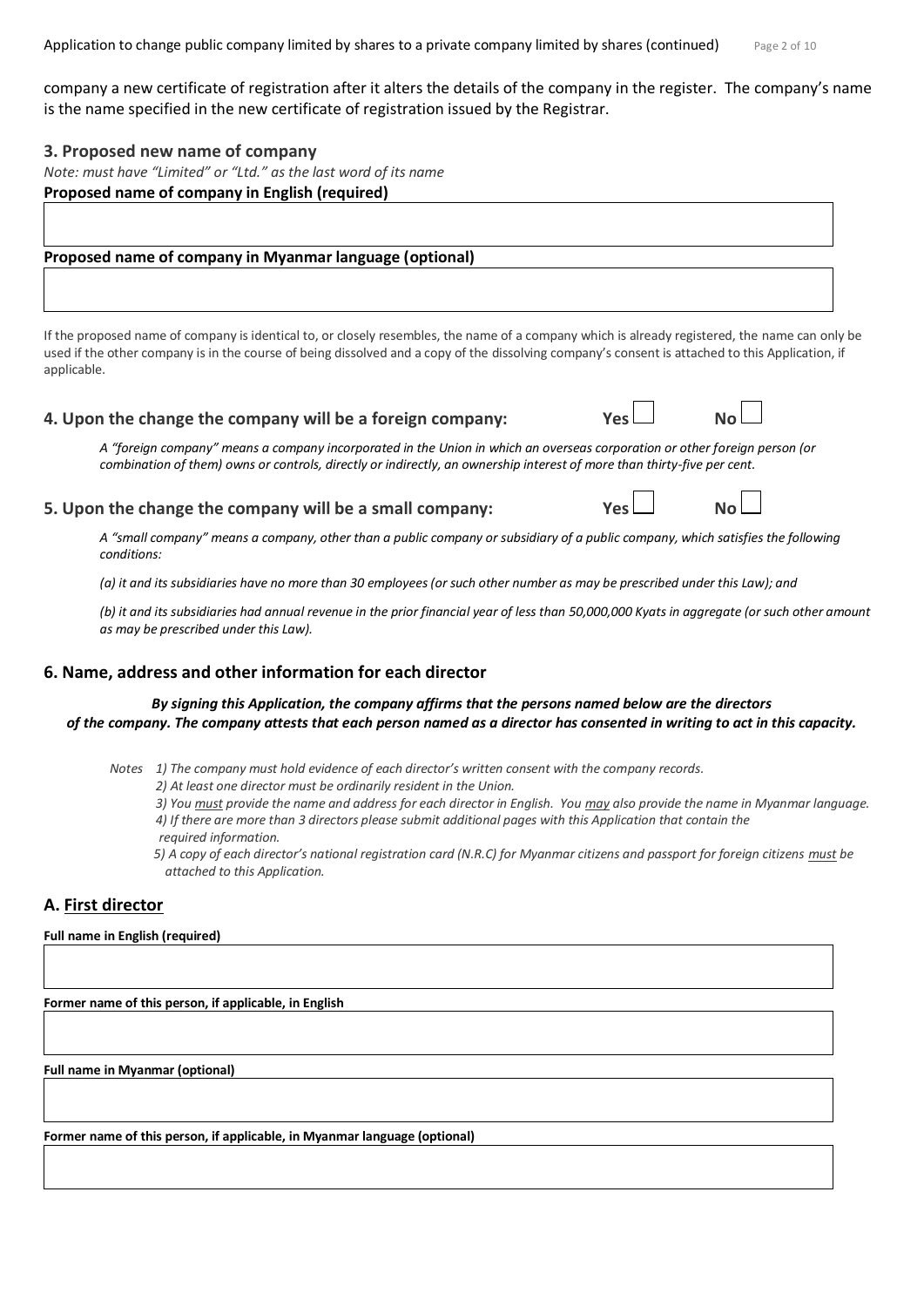company a new certificate of registration after it alters the details of the company in the register. The company's name is the name specified in the new certificate of registration issued by the Registrar.

### 3. Proposed new name of company

*Note: must have "Limited" or "Ltd." as the last word of its name*

**Proposed name of company in English (required)**

**Proposed name of company in Myanmar language (optional)**

If the proposed name of company is identical to, or closely resembles, the name of a company which is already registered, the name can only be used if the other company is in the course of being dissolved and a copy of the dissolving company's consent is attached to this Application, if applicable.

### 4. Upon the change the company will be a foreign company: Yes ☐ No ☐

*A "foreign company" means a company incorporated in the Union in which an overseas corporation or other foreign person (or combination of them) owns or controls, directly or indirectly, an ownership interest of more than thirty-five per cent.*

### 5. Upon the change the company will be a small company: Yes ☐ No ☐

*A "small company" means a company, other than a public company or subsidiary of a public company, which satisfies the following conditions:*

*(a) it and its subsidiaries have no more than 30 employees (or such other number as may be prescribed under this Law); and*

*(b) it and its subsidiaries had annual revenue in the prior financial year of less than 50,000,000 Kyats in aggregate (or such other amount as may be prescribed under this Law).*

### 6. Name, address and other information for each director

***By signing this Application, the company affirms that the persons named below are the directors of the company. The company attests that each person named as a director has consented in writing to act in this capacity.***

*Notes 1) The company must hold evidence of each director's written consent with the company records.*
*2) At least one director must be ordinarily resident in the Union.*
*3) You must provide the name and address for each director in English. You may also provide the name in Myanmar language.*
*4) If there are more than 3 directors please submit additional pages with this Application that contain the required information.*
*5) A copy of each director's national registration card (N.R.C) for Myanmar citizens and passport for foreign citizens must be attached to this Application.*

### A. First director

**Full name in English (required)**

**Former name of this person, if applicable, in English**

**Full name in Myanmar (optional)**

**Former name of this person, if applicable, in Myanmar language (optional)**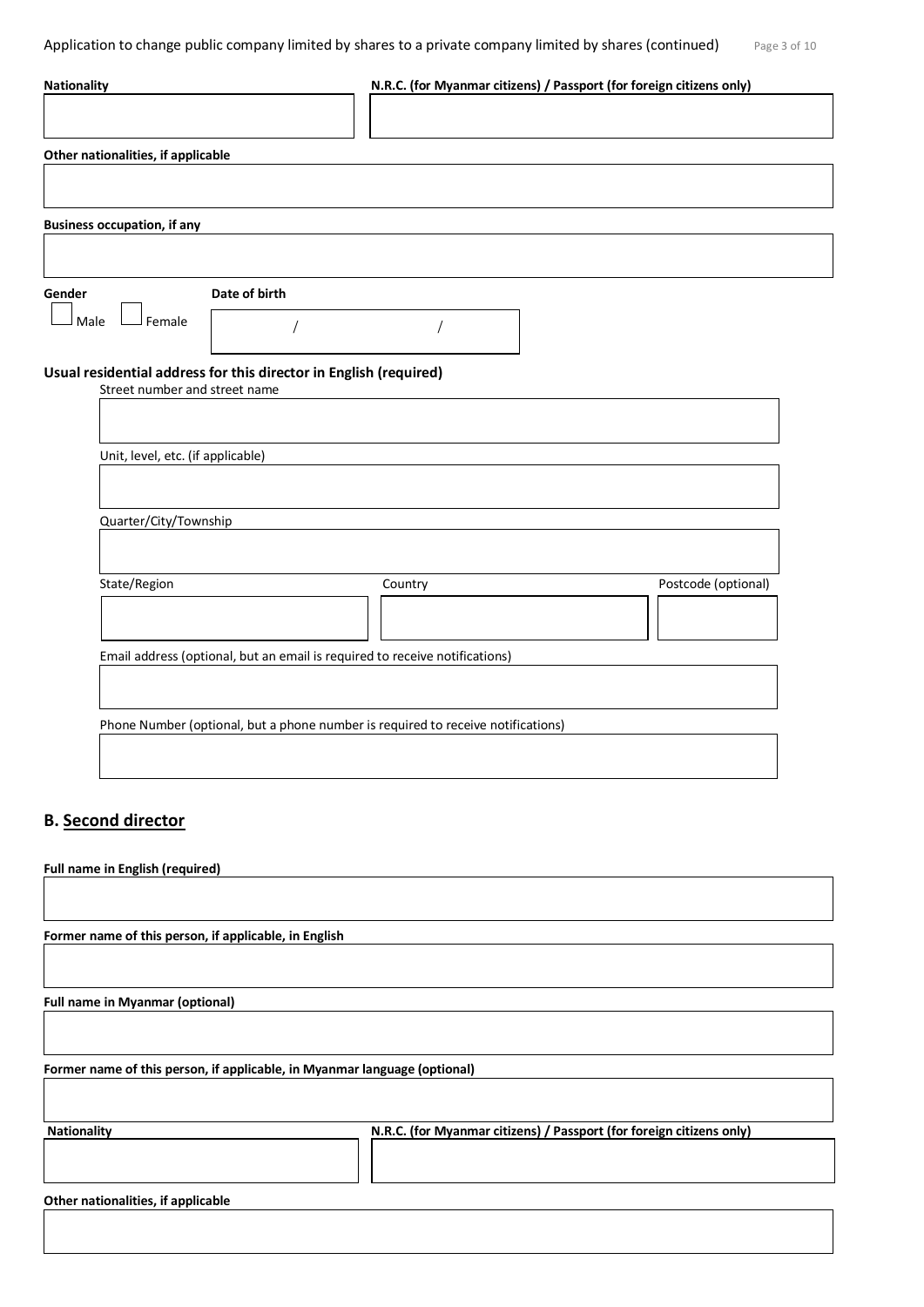**Nationality**

**N.R.C. (for Myanmar citizens) / Passport (for foreign citizens only)**

**Other nationalities, if applicable**

**Business occupation, if any**

**Gender**

☐ Male ☐ Female

**Date of birth**

/ /

**Usual residential address for this director in English (required)**

Street number and street name

Unit, level, etc. (if applicable)

Quarter/City/Township

State/Region

Country

Postcode (optional)

Email address (optional, but an email is required to receive notifications)

Phone Number (optional, but a phone number is required to receive notifications)

## B. Second director

**Full name in English (required)**

**Former name of this person, if applicable, in English**

**Full name in Myanmar (optional)**

**Former name of this person, if applicable, in Myanmar language (optional)**

**Nationality**

**N.R.C. (for Myanmar citizens) / Passport (for foreign citizens only)**

**Other nationalities, if applicable**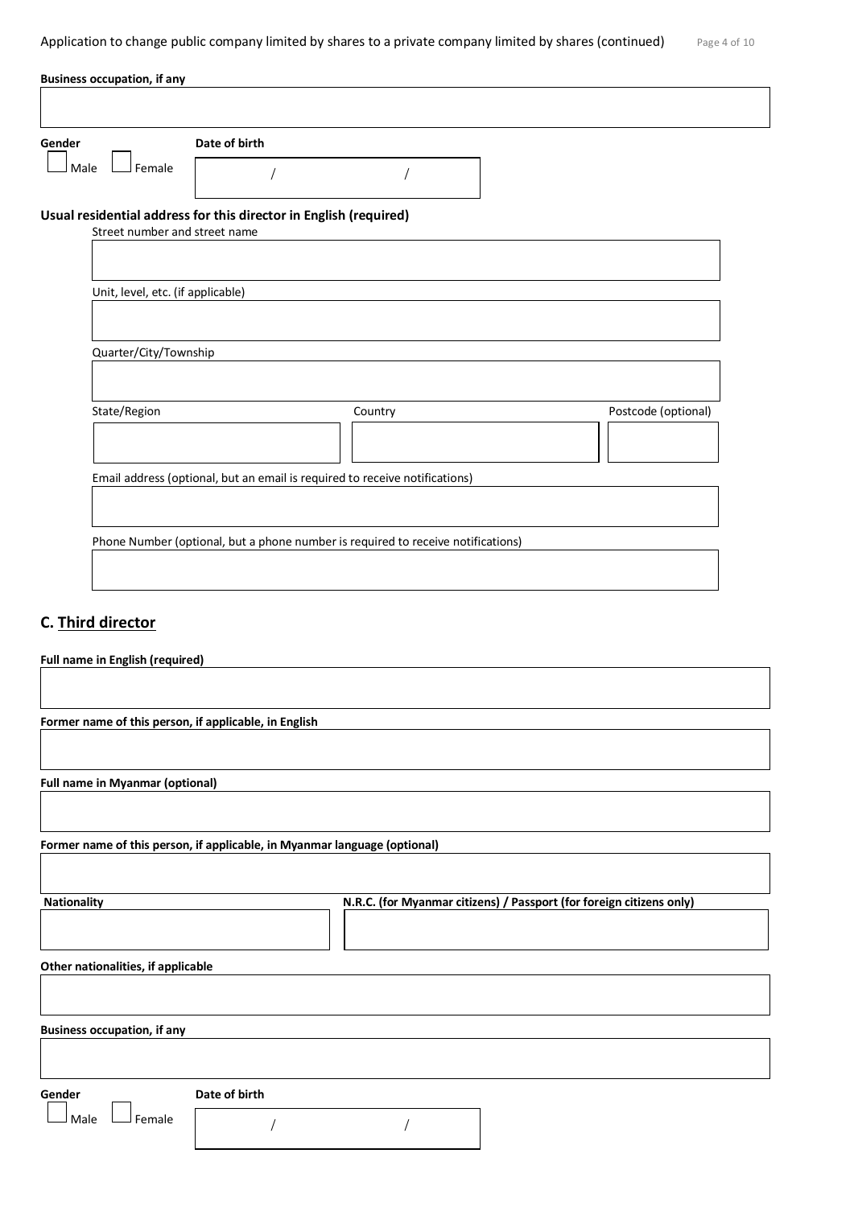**Business occupation, if any**

**Gender**

☐ Male ☐ Female

**Date of birth**

/ /

**Usual residential address for this director in English (required)**

Street number and street name

Unit, level, etc. (if applicable)

Quarter/City/Township

State/Region

Country

Postcode (optional)

Email address (optional, but an email is required to receive notifications)

Phone Number (optional, but a phone number is required to receive notifications)

## C. Third director

**Full name in English (required)**

**Former name of this person, if applicable, in English**

**Full name in Myanmar (optional)**

**Former name of this person, if applicable, in Myanmar language (optional)**

**Nationality**

**N.R.C. (for Myanmar citizens) / Passport (for foreign citizens only)**

**Other nationalities, if applicable**

**Business occupation, if any**

**Gender**

☐ Male ☐ Female

**Date of birth**

/ /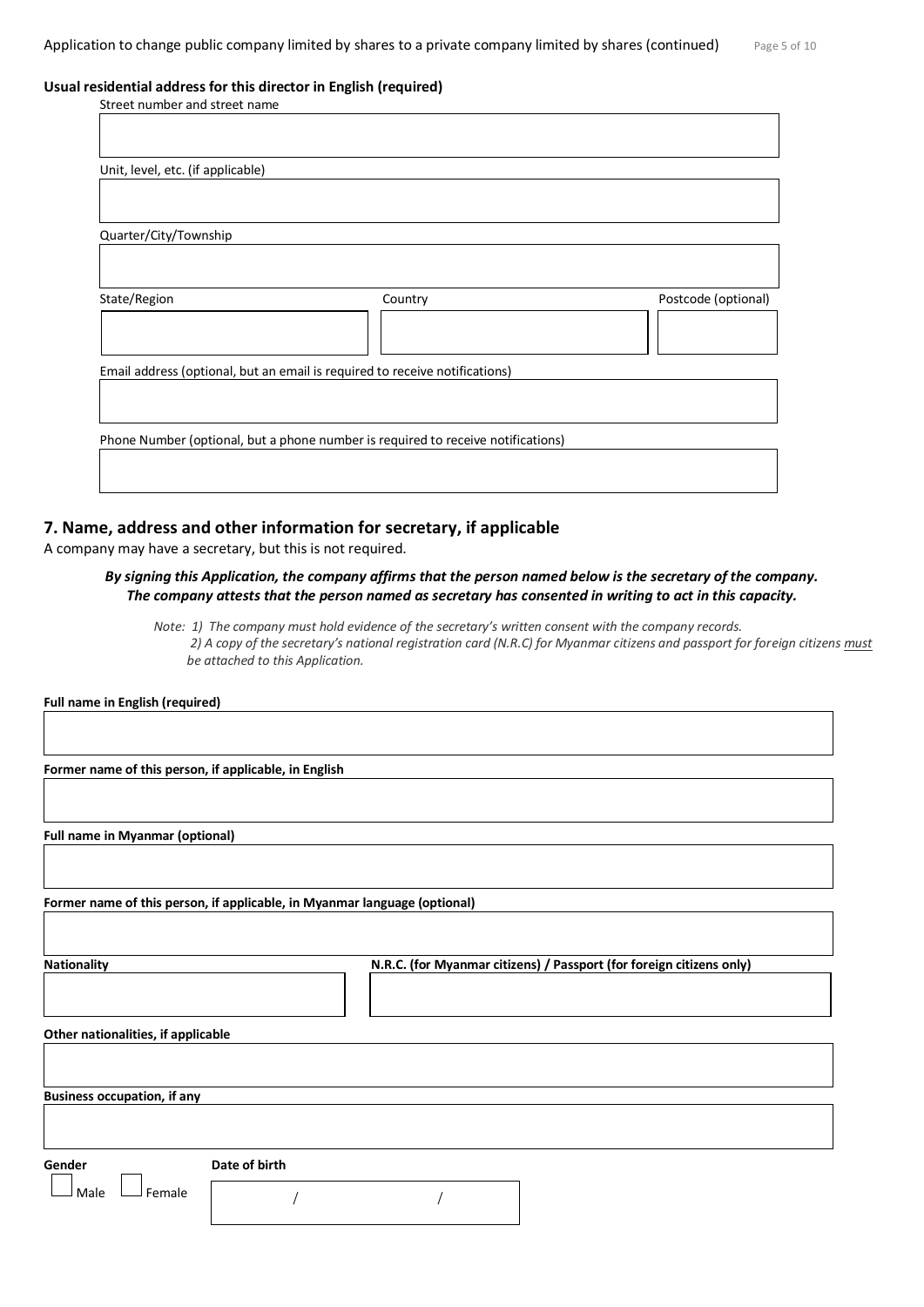**Usual residential address for this director in English (required)**

Street number and street name

Unit, level, etc. (if applicable)

Quarter/City/Township

State/Region | Country | Postcode (optional)

Email address (optional, but an email is required to receive notifications)

Phone Number (optional, but a phone number is required to receive notifications)

## 7. Name, address and other information for secretary, if applicable

A company may have a secretary, but this is not required.

***By signing this Application, the company affirms that the person named below is the secretary of the company. The company attests that the person named as secretary has consented in writing to act in this capacity.***

*Note: 1) The company must hold evidence of the secretary's written consent with the company records.*
*2) A copy of the secretary's national registration card (N.R.C) for Myanmar citizens and passport for foreign citizens must be attached to this Application.*

**Full name in English (required)**

**Former name of this person, if applicable, in English**

**Full name in Myanmar (optional)**

**Former name of this person, if applicable, in Myanmar language (optional)**

**Nationality** | **N.R.C. (for Myanmar citizens) / Passport (for foreign citizens only)**

**Other nationalities, if applicable**

**Business occupation, if any**

**Gender**

☐ Male ☐ Female

**Date of birth**

/ /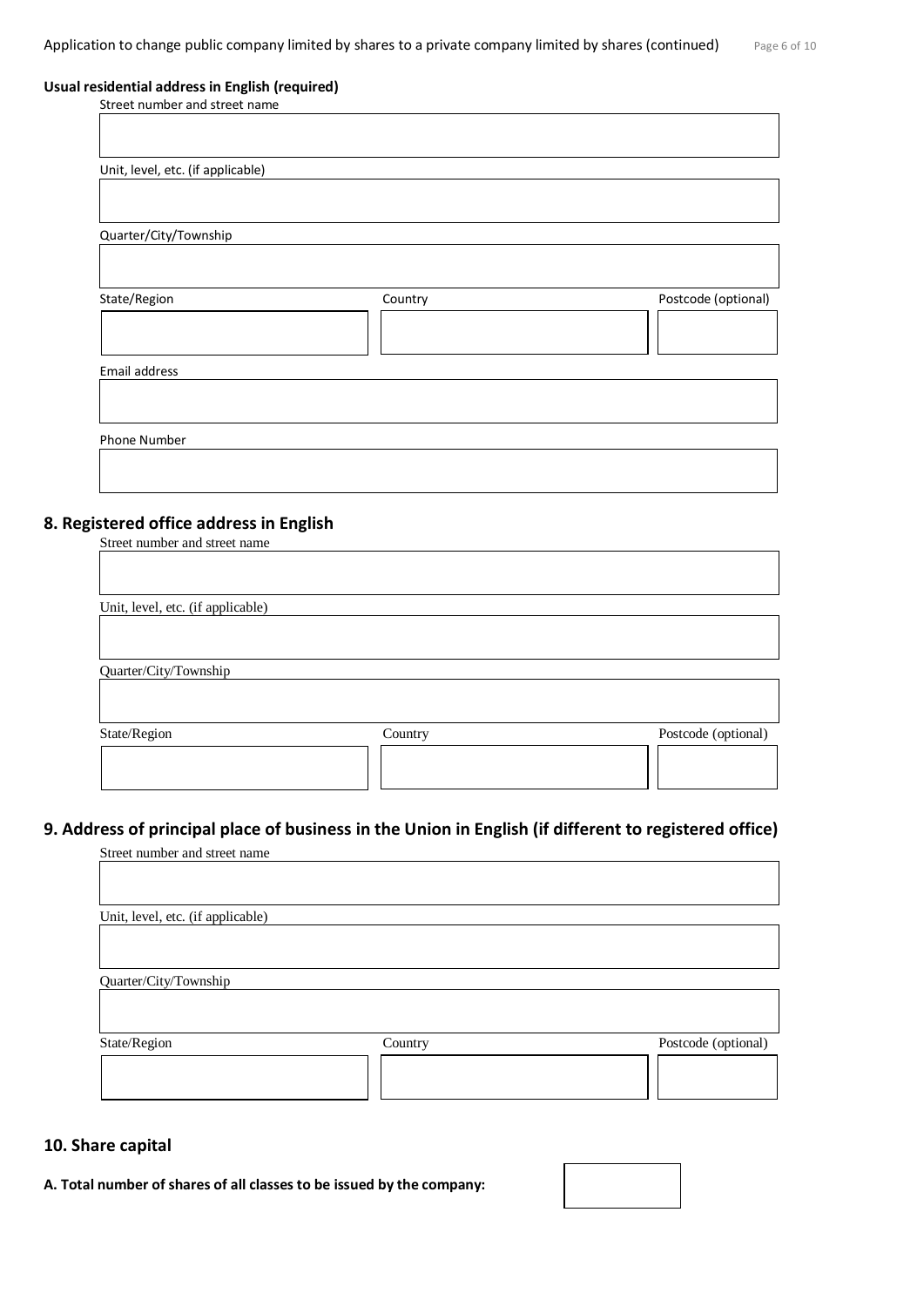**Usual residential address in English (required)**

Street number and street name

Unit, level, etc. (if applicable)

Quarter/City/Township

State/Region | Country | Postcode (optional)

Email address

Phone Number

## 8. Registered office address in English

Street number and street name

Unit, level, etc. (if applicable)

Quarter/City/Township

State/Region | Country | Postcode (optional)

## 9. Address of principal place of business in the Union in English (if different to registered office)

Street number and street name

Unit, level, etc. (if applicable)

Quarter/City/Township

State/Region | Country | Postcode (optional)

## 10. Share capital

**A. Total number of shares of all classes to be issued by the company:**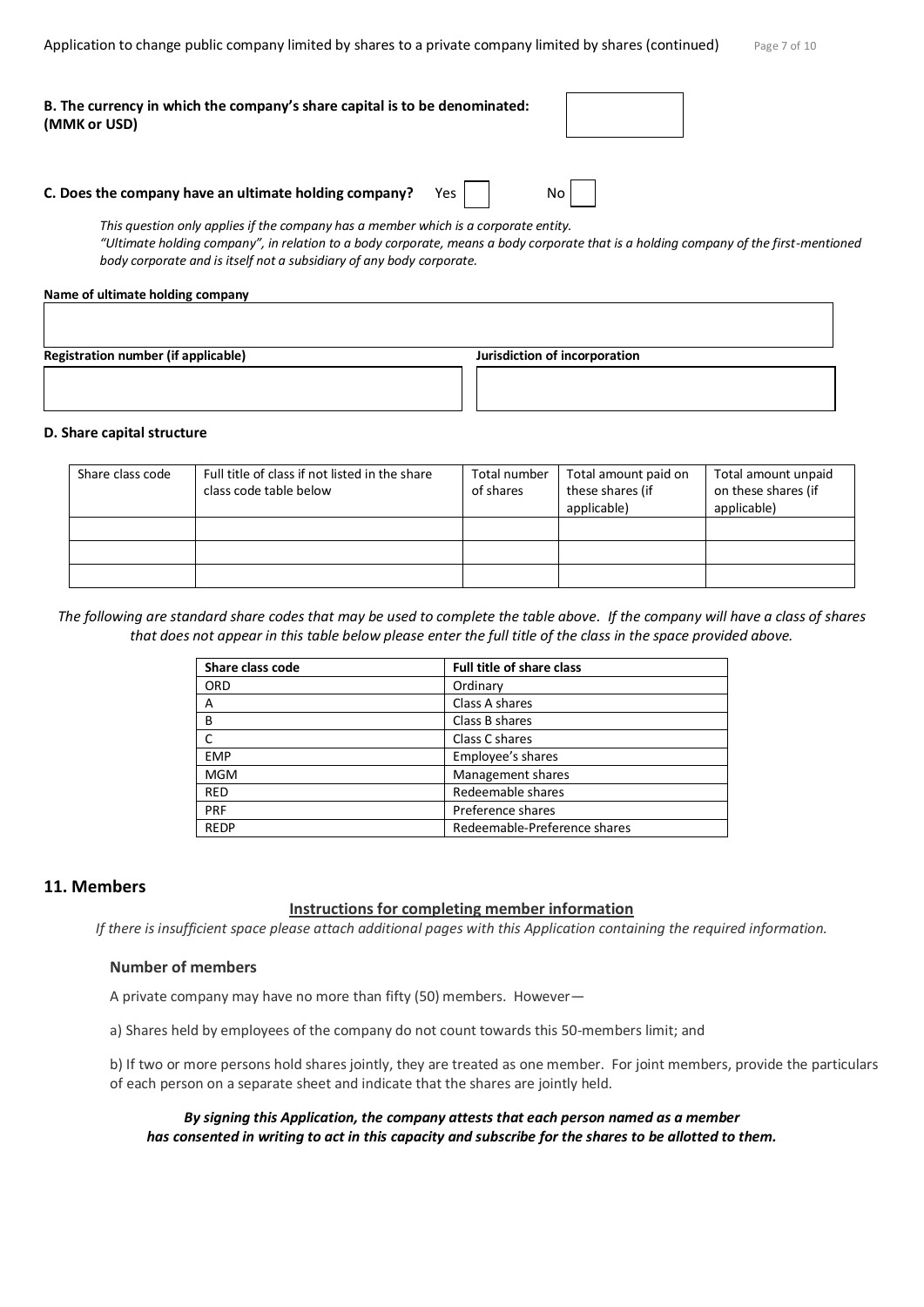**B. The currency in which the company's share capital is to be denominated: (MMK or USD)**

**C. Does the company have an ultimate holding company?** Yes ☐ No ☐

*This question only applies if the company has a member which is a corporate entity.*
*"Ultimate holding company", in relation to a body corporate, means a body corporate that is a holding company of the first-mentioned body corporate and is itself not a subsidiary of any body corporate.*

**Name of ultimate holding company**

**Registration number (if applicable)**

**Jurisdiction of incorporation**

**D. Share capital structure**

| Share class code | Full title of class if not listed in the share class code table below | Total number of shares | Total amount paid on these shares (if applicable) | Total amount unpaid on these shares (if applicable) |
|---|---|---|---|---|
| | | | | |
| | | | | |
| | | | | |

*The following are standard share codes that may be used to complete the table above. If the company will have a class of shares that does not appear in this table below please enter the full title of the class in the space provided above.*

| Share class code | Full title of share class |
|---|---|
| ORD | Ordinary |
| A | Class A shares |
| B | Class B shares |
| C | Class C shares |
| EMP | Employee's shares |
| MGM | Management shares |
| RED | Redeemable shares |
| PRF | Preference shares |
| REDP | Redeemable-Preference shares |

## 11. Members

**Instructions for completing member information**

*If there is insufficient space please attach additional pages with this Application containing the required information.*

### Number of members

A private company may have no more than fifty (50) members. However—

a) Shares held by employees of the company do not count towards this 50-members limit; and

b) If two or more persons hold shares jointly, they are treated as one member. For joint members, provide the particulars of each person on a separate sheet and indicate that the shares are jointly held.

***By signing this Application, the company attests that each person named as a member has consented in writing to act in this capacity and subscribe for the shares to be allotted to them.***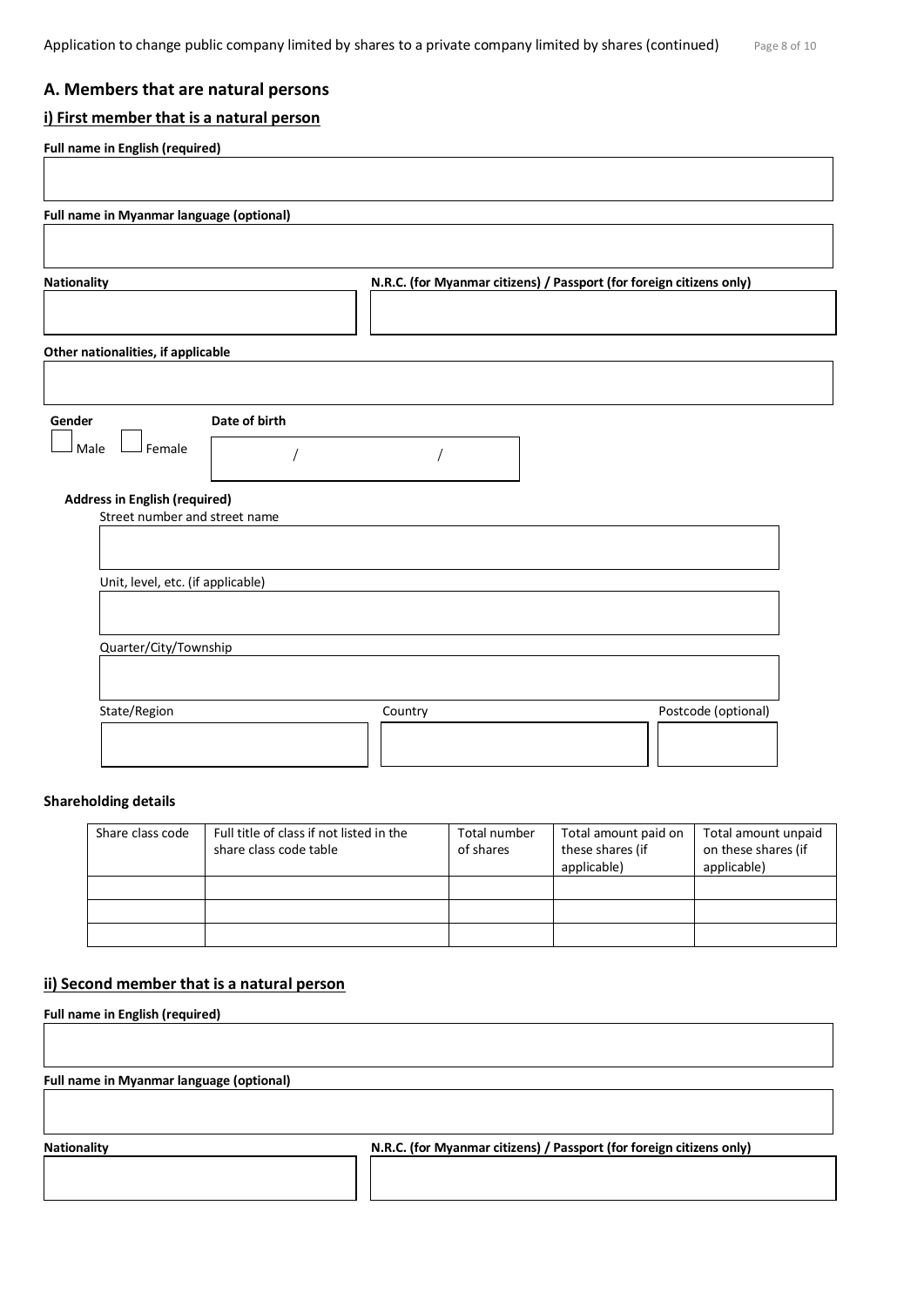## A. Members that are natural persons

### i) First member that is a natural person

**Full name in English (required)**

**Full name in Myanmar language (optional)**

**Nationality**

**N.R.C. (for Myanmar citizens) / Passport (for foreign citizens only)**

**Other nationalities, if applicable**

**Gender**

☐ Male ☐ Female

**Date of birth**

/ /

**Address in English (required)**

Street number and street name

Unit, level, etc. (if applicable)

Quarter/City/Township

State/Region

Country

Postcode (optional)

**Shareholding details**

| Share class code | Full title of class if not listed in the share class code table | Total number of shares | Total amount paid on these shares (if applicable) | Total amount unpaid on these shares (if applicable) |
|---|---|---|---|---|
| | | | | |
| | | | | |
| | | | | |

### ii) Second member that is a natural person

**Full name in English (required)**

**Full name in Myanmar language (optional)**

**Nationality**

**N.R.C. (for Myanmar citizens) / Passport (for foreign citizens only)**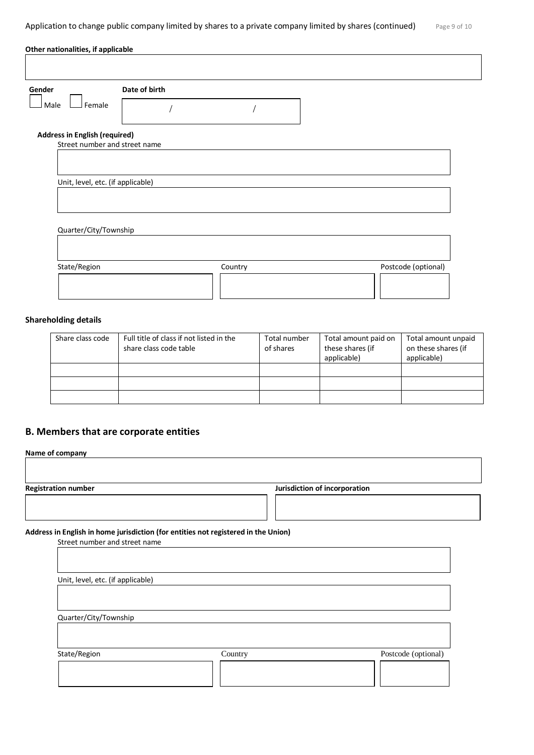**Other nationalities, if applicable**

**Gender**

☐ Male ☐ Female

**Date of birth**

/ /

**Address in English (required)**

Street number and street name

Unit, level, etc. (if applicable)

Quarter/City/Township

State/Region

Country

Postcode (optional)

**Shareholding details**

| Share class code | Full title of class if not listed in the share class code table | Total number of shares | Total amount paid on these shares (if applicable) | Total amount unpaid on these shares (if applicable) |
| --- | --- | --- | --- | --- |
| | | | | |
| | | | | |
| | | | | |

## B. Members that are corporate entities

**Name of company**

**Registration number**

**Jurisdiction of incorporation**

**Address in English in home jurisdiction (for entities not registered in the Union)**

Street number and street name

Unit, level, etc. (if applicable)

Quarter/City/Township

State/Region

Country

Postcode (optional)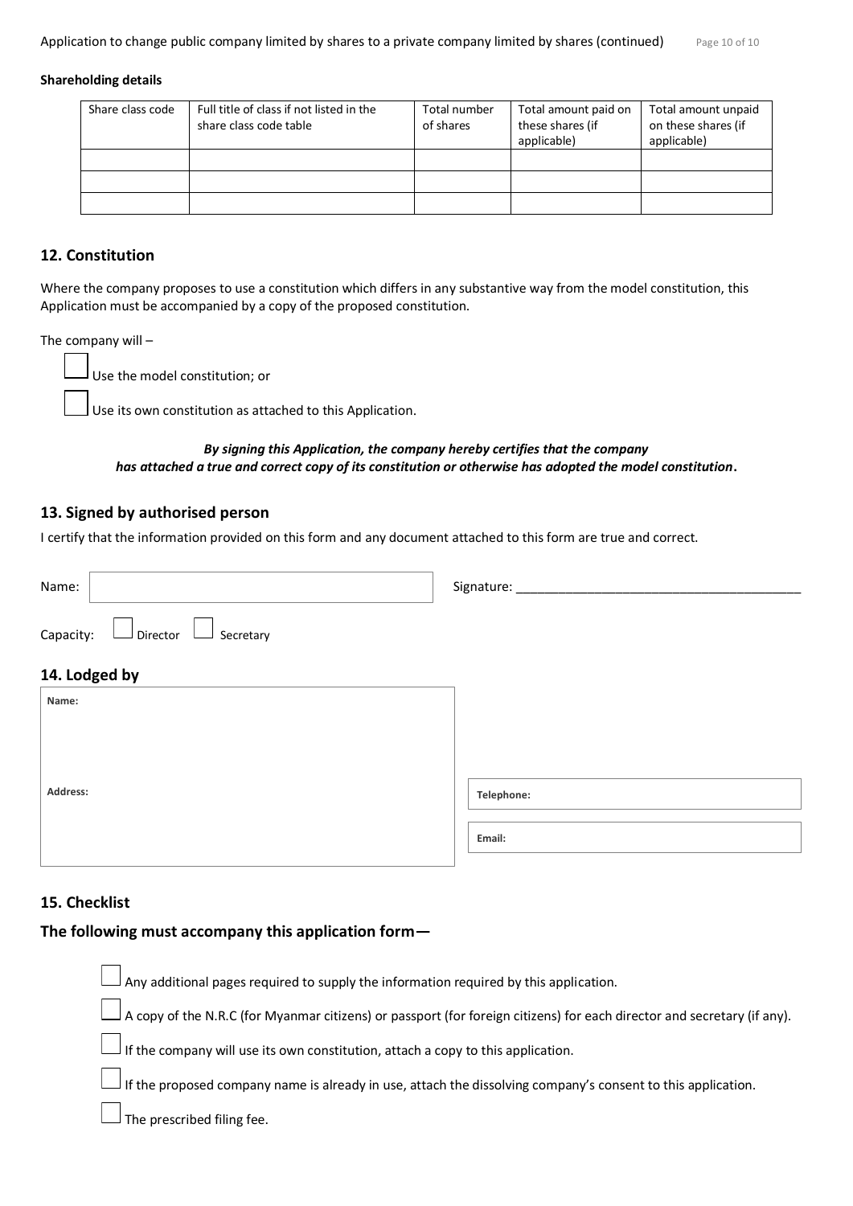**Shareholding details**

| Share class code | Full title of class if not listed in the share class code table | Total number of shares | Total amount paid on these shares (if applicable) | Total amount unpaid on these shares (if applicable) |
|---|---|---|---|---|
| | | | | |
| | | | | |
| | | | | |

## 12. Constitution

Where the company proposes to use a constitution which differs in any substantive way from the model constitution, this Application must be accompanied by a copy of the proposed constitution.

The company will –

☐ Use the model constitution; or

☐ Use its own constitution as attached to this Application.

***By signing this Application, the company hereby certifies that the company has attached a true and correct copy of its constitution or otherwise has adopted the model constitution.***

## 13. Signed by authorised person

I certify that the information provided on this form and any document attached to this form are true and correct.

Name: ______________________ Signature: ______________________

Capacity: ☐ Director ☐ Secretary

## 14. Lodged by

**Name:**

**Address:**

**Telephone:**

**Email:**

## 15. Checklist

## The following must accompany this application form—

☐ Any additional pages required to supply the information required by this application.

☐ A copy of the N.R.C (for Myanmar citizens) or passport (for foreign citizens) for each director and secretary (if any).

☐ If the company will use its own constitution, attach a copy to this application.

☐ If the proposed company name is already in use, attach the dissolving company's consent to this application.

☐ The prescribed filing fee.